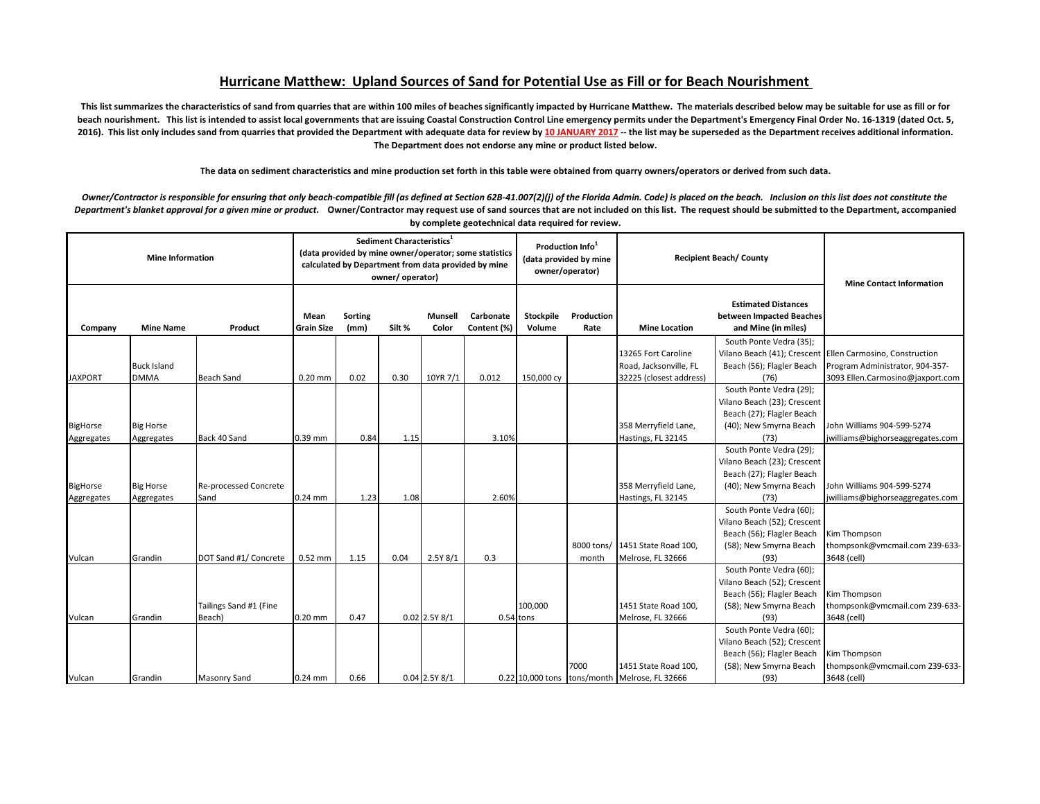# Hurricane Matthew: Upland Sources of Sand for Potential Use as Fill or for Beach Nourishment

**This list summarizes the characteristics of sand from quarries that are within 100 miles of beaches significantly impacted by Hurricane Matthew. The materials described below may be suitable for use as fill or for beach nourishment. This list is intended to assist local governments that are issuing Coastal Construction Control Line emergency permits under the Department's Emergency Final Order No. 16-1319 (dated Oct. 5, 2016). This list only includes sand from quarries that provided the Department with adequate data for review by 10 JANUARY 2017 -- the list may be superseded as the Department receives additional information. The Department does not endorse any mine or product listed below.**

**The data on sediment characteristics and mine production set forth in this table were obtained from quarry owners/operators or derived from such data.**

***Owner/Contractor is responsible for ensuring that only beach-compatible fill (as defined at Section 62B-41.007(2)(j) of the Florida Admin. Code) is placed on the beach. Inclusion on this list does not constitute the Department's blanket approval for a given mine or product.*** **Owner/Contractor may request use of sand sources that are not included on this list. The request should be submitted to the Department, accompanied by complete geotechnical data required for review.**

| Mine Information | | | Sediment Characteristics[1] (data provided by mine owner/operator; some statistics calculated by Department from data provided by mine owner/ operator) | | | | | Production Info[1] (data provided by mine owner/operator) | | Recipient Beach/ County | | Mine Contact Information |
|---|---|---|---|---|---|---|---|---|---|---|---|---|
| **Company** | **Mine Name** | **Product** | **Mean Grain Size** | **Sorting (mm)** | **Silt %** | **Munsell Color** | **Carbonate Content (%)** | **Stockpile Volume** | **Production Rate** | **Mine Location** | **Estimated Distances between Impacted Beaches and Mine (in miles)** | |
| JAXPORT | Buck Island DMMA | Beach Sand | 0.20 mm | 0.02 | 0.30 | 10YR 7/1 | 0.012 | 150,000 cy | | 13265 Fort Caroline Road, Jacksonville, FL 32225 (closest address) | South Ponte Vedra (35); Vilano Beach (41); Crescent Beach (56); Flagler Beach (76) | Ellen Carmosino, Construction Program Administrator, 904-357-3093 Ellen.Carmosino@jaxport.com |
| BigHorse Aggregates | Big Horse Aggregates | Back 40 Sand | 0.39 mm | 0.84 | 1.15 | | 3.10% | | | 358 Merryfield Lane, Hastings, FL 32145 | South Ponte Vedra (29); Vilano Beach (23); Crescent Beach (27); Flagler Beach (40); New Smyrna Beach (73) | John Williams 904-599-5274 jwilliams@bighorseaggregates.com |
| BigHorse Aggregates | Big Horse Aggregates | Re-processed Concrete Sand | 0.24 mm | 1.23 | 1.08 | | 2.60% | | | 358 Merryfield Lane, Hastings, FL 32145 | South Ponte Vedra (29); Vilano Beach (23); Crescent Beach (27); Flagler Beach (40); New Smyrna Beach (73) | John Williams 904-599-5274 jwilliams@bighorseaggregates.com |
| Vulcan | Grandin | DOT Sand #1/ Concrete | 0.52 mm | 1.15 | 0.04 | 2.5Y 8/1 | 0.3 | | 8000 tons/ month | 1451 State Road 100, Melrose, FL 32666 | South Ponte Vedra (60); Vilano Beach (52); Crescent Beach (56); Flagler Beach (58); New Smyrna Beach (93) | Kim Thompson thompsonk@vmcmail.com 239-633-3648 (cell) |
| Vulcan | Grandin | Tailings Sand #1 (Fine Beach) | 0.20 mm | 0.47 | 0.02 | 2.5Y 8/1 | 0.54 | 100,000 tons | | 1451 State Road 100, Melrose, FL 32666 | South Ponte Vedra (60); Vilano Beach (52); Crescent Beach (56); Flagler Beach (58); New Smyrna Beach (93) | Kim Thompson thompsonk@vmcmail.com 239-633-3648 (cell) |
| Vulcan | Grandin | Masonry Sand | 0.24 mm | 0.66 | 0.04 | 2.5Y 8/1 | 0.22 | 10,000 tons | 7000 tons/month | 1451 State Road 100, Melrose, FL 32666 | South Ponte Vedra (60); Vilano Beach (52); Crescent Beach (56); Flagler Beach (58); New Smyrna Beach (93) | Kim Thompson thompsonk@vmcmail.com 239-633-3648 (cell) |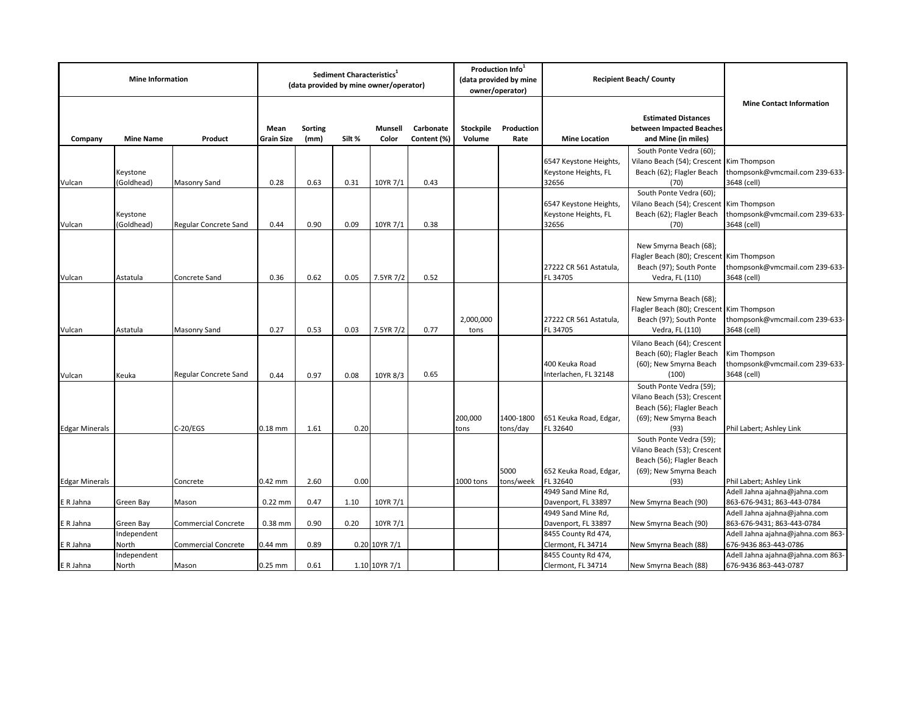| Mine Information | | | Sediment Characteristics[1] (data provided by mine owner/operator) | | | | | Production Info[1] (data provided by mine owner/operator) | | Recipient Beach/ County | | Mine Contact Information |
|---|---|---|---|---|---|---|---|---|---|---|---|---|
| Company | Mine Name | Product | Mean Grain Size | Sorting (mm) | Silt % | Munsell Color | Carbonate Content (%) | Stockpile Volume | Production Rate | Mine Location | Estimated Distances between Impacted Beaches and Mine (in miles) | |
| Vulcan | Keystone (Goldhead) | Masonry Sand | 0.28 | 0.63 | 0.31 | 10YR 7/1 | 0.43 | | | 6547 Keystone Heights, Keystone Heights, FL 32656 | South Ponte Vedra (60); Vilano Beach (54); Crescent Beach (62); Flagler Beach (70) | Kim Thompson thompsonk@vmcmail.com 239-633-3648 (cell) |
| Vulcan | Keystone (Goldhead) | Regular Concrete Sand | 0.44 | 0.90 | 0.09 | 10YR 7/1 | 0.38 | | | 6547 Keystone Heights, Keystone Heights, FL 32656 | South Ponte Vedra (60); Vilano Beach (54); Crescent Beach (62); Flagler Beach (70) | Kim Thompson thompsonk@vmcmail.com 239-633-3648 (cell) |
| Vulcan | Astatula | Concrete Sand | 0.36 | 0.62 | 0.05 | 7.5YR 7/2 | 0.52 | | | 27222 CR 561 Astatula, FL 34705 | New Smyrna Beach (68); Flagler Beach (80); Crescent Beach (97); South Ponte Vedra, FL (110) | Kim Thompson thompsonk@vmcmail.com 239-633-3648 (cell) |
| Vulcan | Astatula | Masonry Sand | 0.27 | 0.53 | 0.03 | 7.5YR 7/2 | 0.77 | 2,000,000 tons | | 27222 CR 561 Astatula, FL 34705 | New Smyrna Beach (68); Flagler Beach (80); Crescent Beach (97); South Ponte Vedra, FL (110) | Kim Thompson thompsonk@vmcmail.com 239-633-3648 (cell) |
| Vulcan | Keuka | Regular Concrete Sand | 0.44 | 0.97 | 0.08 | 10YR 8/3 | 0.65 | | | 400 Keuka Road Interlachen, FL 32148 | Vilano Beach (64); Crescent Beach (60); Flagler Beach (60); New Smyrna Beach (100) | Kim Thompson thompsonk@vmcmail.com 239-633-3648 (cell) |
| Edgar Minerals | | C-20/EGS | 0.18 mm | 1.61 | 0.20 | | | 200,000 tons | 1400-1800 tons/day | 651 Keuka Road, Edgar, FL 32640 | South Ponte Vedra (59); Vilano Beach (53); Crescent Beach (56); Flagler Beach (69); New Smyrna Beach (93) | Phil Labert; Ashley Link |
| Edgar Minerals | | Concrete | 0.42 mm | 2.60 | 0.00 | | | 1000 tons | 5000 tons/week | 652 Keuka Road, Edgar, FL 32640 | South Ponte Vedra (59); Vilano Beach (53); Crescent Beach (56); Flagler Beach (69); New Smyrna Beach (93) | Phil Labert; Ashley Link |
| E R Jahna | Green Bay | Mason | 0.22 mm | 0.47 | 1.10 | 10YR 7/1 | | | | 4949 Sand Mine Rd, Davenport, FL 33897 | New Smyrna Beach (90) | Adell Jahna ajahna@jahna.com 863-676-9431; 863-443-0784 |
| E R Jahna | Green Bay | Commercial Concrete | 0.38 mm | 0.90 | 0.20 | 10YR 7/1 | | | | 4949 Sand Mine Rd, Davenport, FL 33897 | New Smyrna Beach (90) | Adell Jahna ajahna@jahna.com 863-676-9431; 863-443-0784 |
| E R Jahna | Independent North | Commercial Concrete | 0.44 mm | 0.89 | 0.20 | 10YR 7/1 | | | | 8455 County Rd 474, Clermont, FL 34714 | New Smyrna Beach (88) | Adell Jahna ajahna@jahna.com 863-676-9436 863-443-0786 |
| E R Jahna | Independent North | Mason | 0.25 mm | 0.61 | 1.10 | 10YR 7/1 | | | | 8455 County Rd 474, Clermont, FL 34714 | New Smyrna Beach (88) | Adell Jahna ajahna@jahna.com 863-676-9436 863-443-0787 |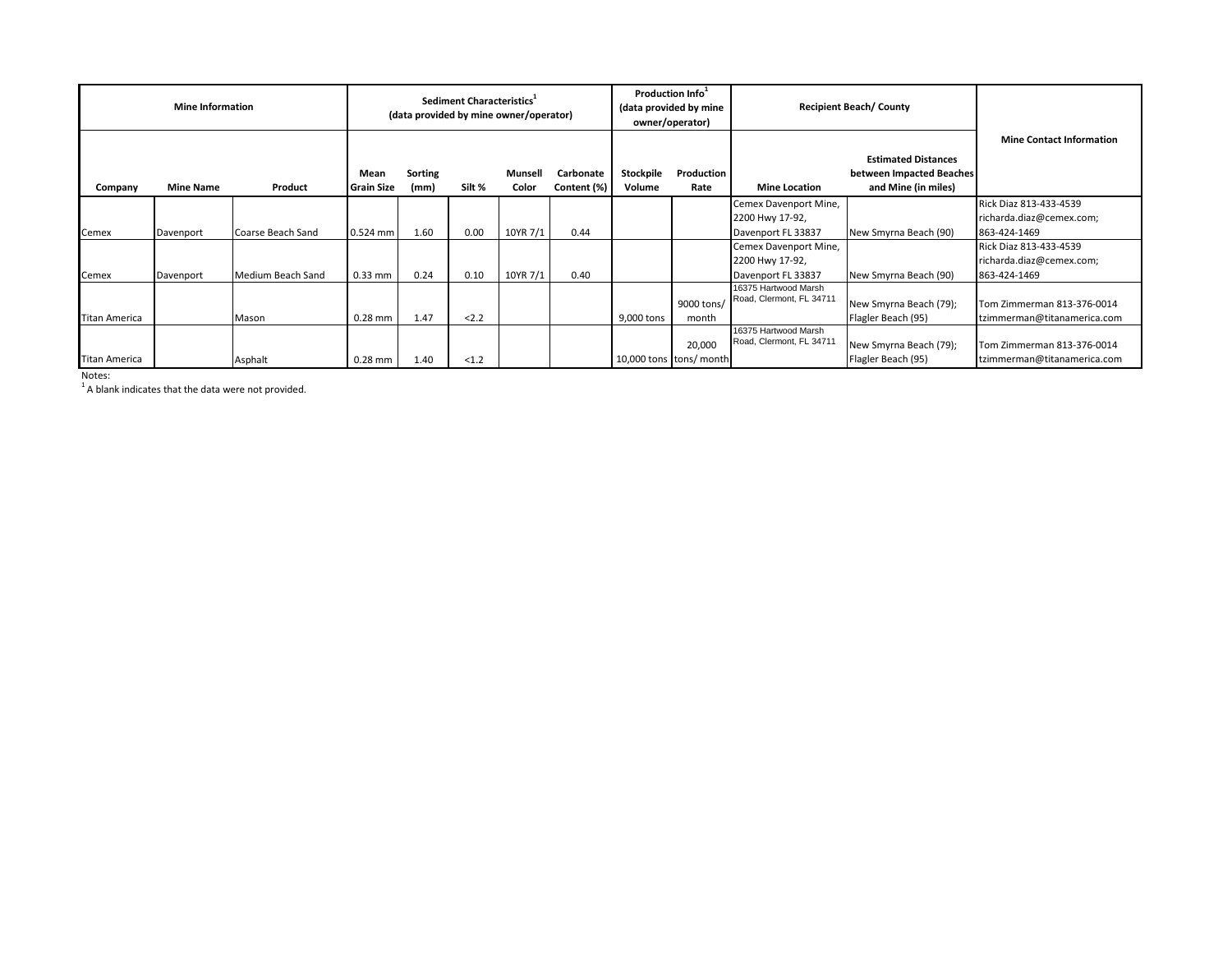| Mine Information | | | Sediment Characteristics[1] (data provided by mine owner/operator) | | | | | Production Info[1] (data provided by mine owner/operator) | | Recipient Beach/ County | | Mine Contact Information |
|---|---|---|---|---|---|---|---|---|---|---|---|---|
| Company | Mine Name | Product | Mean Grain Size | Sorting (mm) | Silt % | Munsell Color | Carbonate Content (%) | Stockpile Volume | Production Rate | Mine Location | Estimated Distances between Impacted Beaches and Mine (in miles) | |
| Cemex | Davenport | Coarse Beach Sand | 0.524 mm | 1.60 | 0.00 | 10YR 7/1 | 0.44 | | | Cemex Davenport Mine, 2200 Hwy 17-92, Davenport FL 33837 | New Smyrna Beach (90) | Rick Diaz 813-433-4539 richarda.diaz@cemex.com; 863-424-1469 |
| Cemex | Davenport | Medium Beach Sand | 0.33 mm | 0.24 | 0.10 | 10YR 7/1 | 0.40 | | | Cemex Davenport Mine, 2200 Hwy 17-92, Davenport FL 33837 | New Smyrna Beach (90) | Rick Diaz 813-433-4539 richarda.diaz@cemex.com; 863-424-1469 |
| Titan America | | Mason | 0.28 mm | 1.47 | <2.2 | | | 9,000 tons | 9000 tons/ month | 16375 Hartwood Marsh Road, Clermont, FL 34711 | New Smyrna Beach (79); Flagler Beach (95) | Tom Zimmerman 813-376-0014 tzimmerman@titanamerica.com |
| Titan America | | Asphalt | 0.28 mm | 1.40 | <1.2 | | | 10,000 tons | 20,000 tons/ month | 16375 Hartwood Marsh Road, Clermont, FL 34711 | New Smyrna Beach (79); Flagler Beach (95) | Tom Zimmerman 813-376-0014 tzimmerman@titanamerica.com |

Notes:

[1] A blank indicates that the data were not provided.